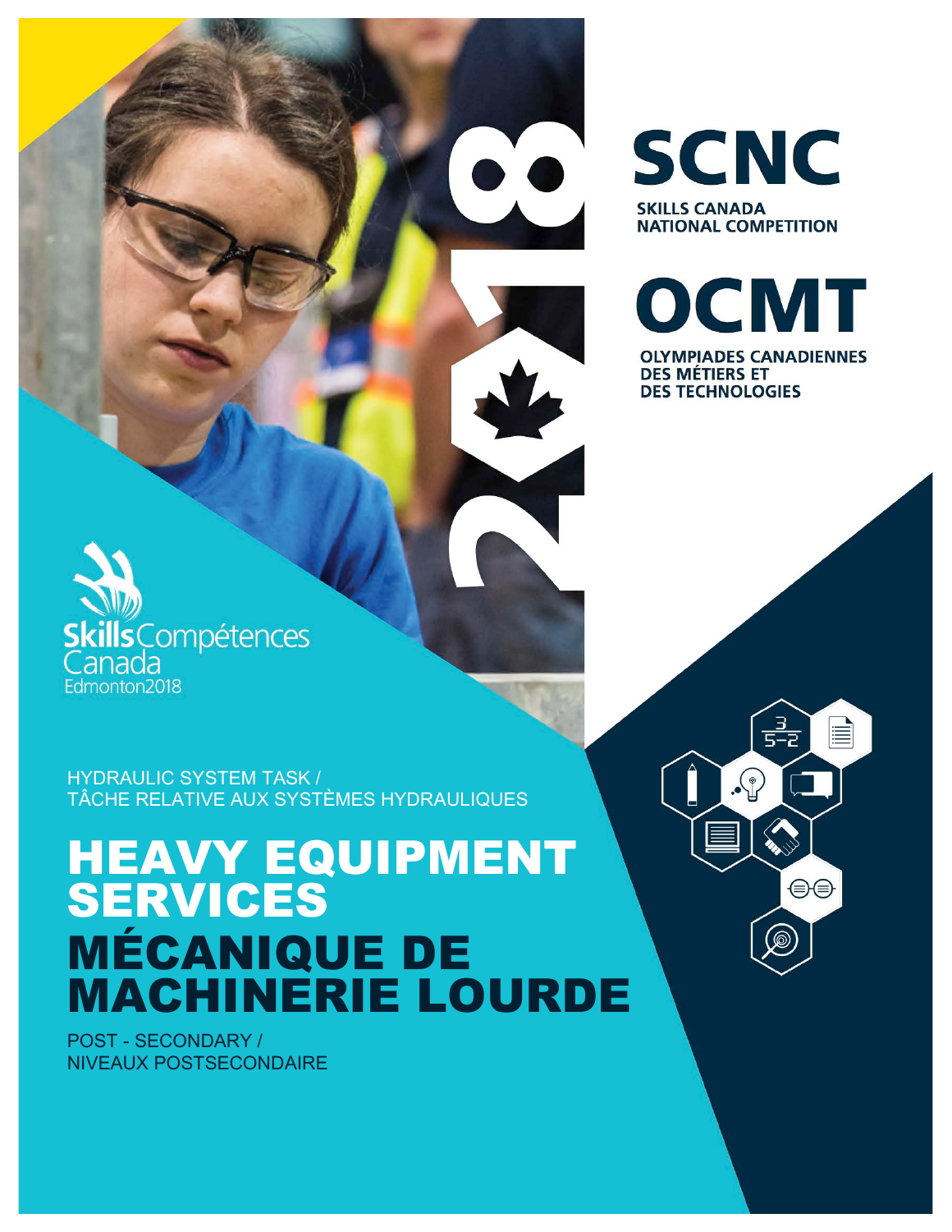# SCNC

**SKILLS CANADA NATIONAL COMPETITION**

# OCMT

**OLYMPIADES CANADIENNES DES MÉTIERS ET DES TECHNOLOGIES**

Skills Compétences Canada
Edmonton2018

HYDRAULIC SYSTEM TASK /
TÂCHE RELATIVE AUX SYSTÈMES HYDRAULIQUES

# HEAVY EQUIPMENT SERVICES
# MÉCANIQUE DE MACHINERIE LOURDE

POST - SECONDARY /
NIVEAUX POSTSECONDAIRE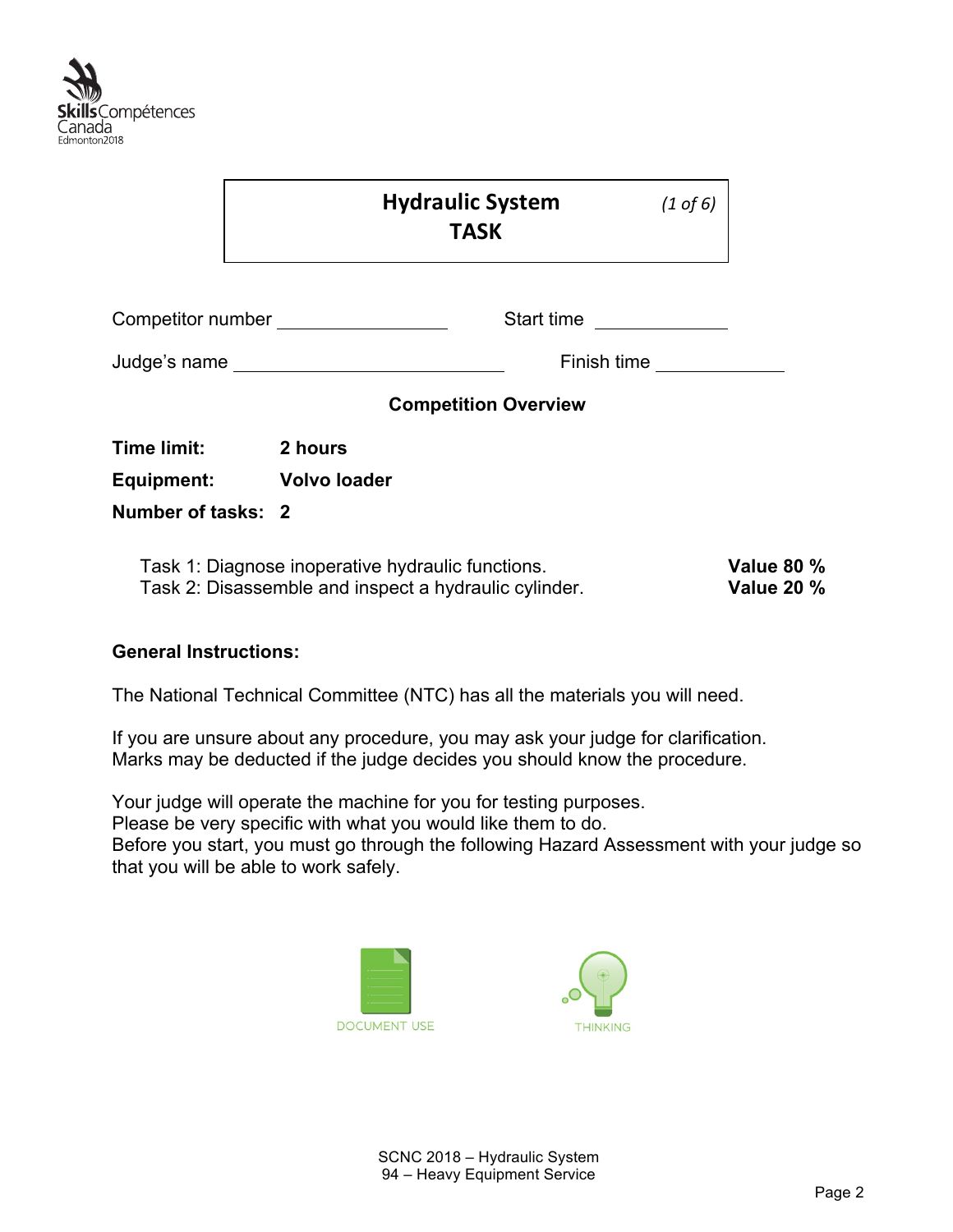# Hydraulic System TASK

*(1 of 6)*

Competitor number ________________ Start time ____________

Judge's name ________________________ Finish time ____________

**Competition Overview**

**Time limit:** **2 hours**

**Equipment:** **Volvo loader**

**Number of tasks:** **2**

| | |
|---|---|
| Task 1: Diagnose inoperative hydraulic functions. | **Value 80 %** |
| Task 2: Disassemble and inspect a hydraulic cylinder. | **Value 20 %** |

**General Instructions:**

The National Technical Committee (NTC) has all the materials you will need.

If you are unsure about any procedure, you may ask your judge for clarification.
Marks may be deducted if the judge decides you should know the procedure.

Your judge will operate the machine for you for testing purposes.
Please be very specific with what you would like them to do.
Before you start, you must go through the following Hazard Assessment with your judge so that you will be able to work safely.

DOCUMENT USE THINKING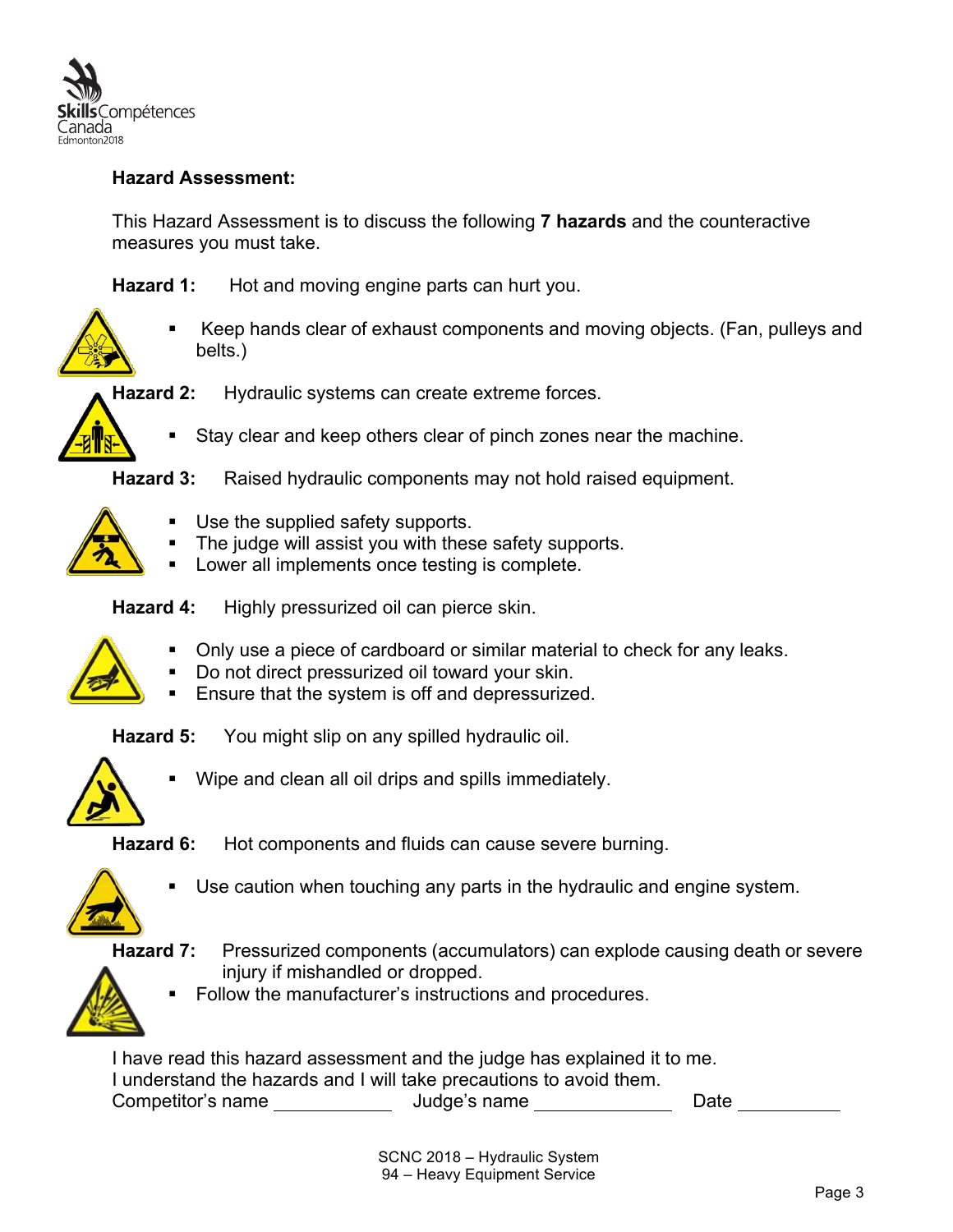## Hazard Assessment:

This Hazard Assessment is to discuss the following **7 hazards** and the counteractive measures you must take.

**Hazard 1:** Hot and moving engine parts can hurt you.

- Keep hands clear of exhaust components and moving objects. (Fan, pulleys and belts.)

**Hazard 2:** Hydraulic systems can create extreme forces.

- Stay clear and keep others clear of pinch zones near the machine.

**Hazard 3:** Raised hydraulic components may not hold raised equipment.

- Use the supplied safety supports.
- The judge will assist you with these safety supports.
- Lower all implements once testing is complete.

**Hazard 4:** Highly pressurized oil can pierce skin.

- Only use a piece of cardboard or similar material to check for any leaks.
- Do not direct pressurized oil toward your skin.
- Ensure that the system is off and depressurized.

**Hazard 5:** You might slip on any spilled hydraulic oil.

- Wipe and clean all oil drips and spills immediately.

**Hazard 6:** Hot components and fluids can cause severe burning.

- Use caution when touching any parts in the hydraulic and engine system.

**Hazard 7:** Pressurized components (accumulators) can explode causing death or severe injury if mishandled or dropped.

- Follow the manufacturer's instructions and procedures.

I have read this hazard assessment and the judge has explained it to me.
I understand the hazards and I will take precautions to avoid them.
Competitor's name ____________ Judge's name ______________ Date __________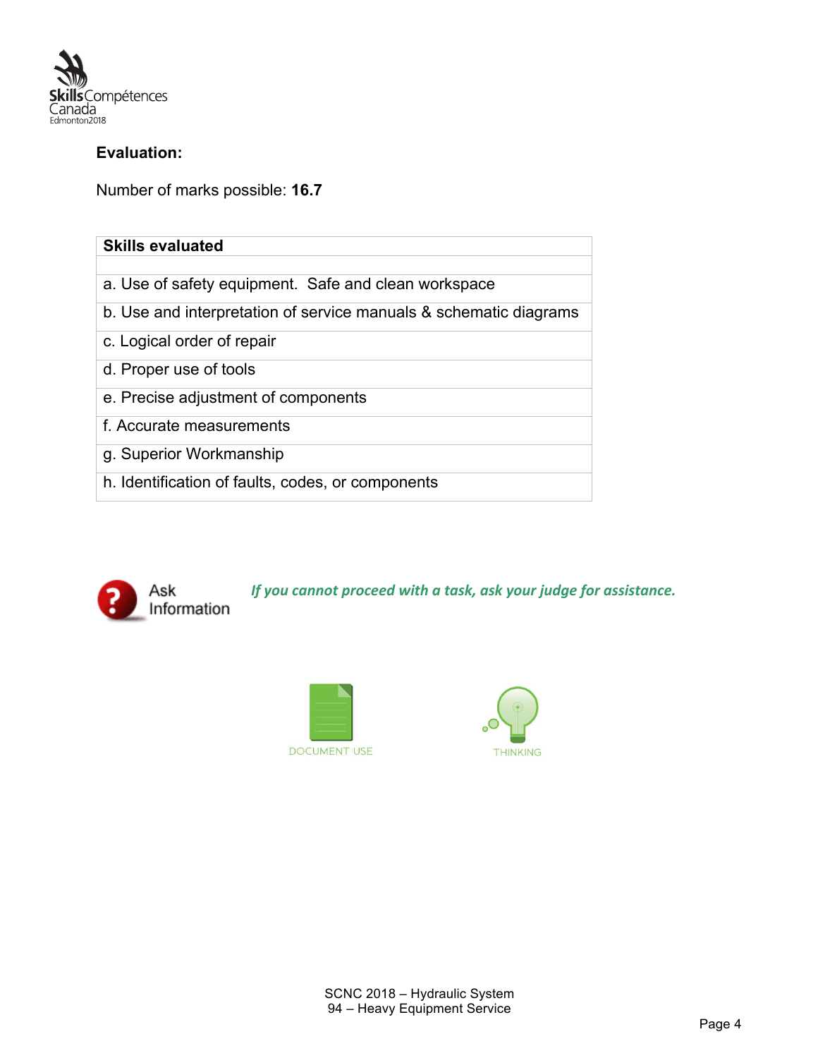**Evaluation:**

Number of marks possible: **16.7**

| Skills evaluated |
|---|
| |
| a. Use of safety equipment. Safe and clean workspace |
| b. Use and interpretation of service manuals & schematic diagrams |
| c. Logical order of repair |
| d. Proper use of tools |
| e. Precise adjustment of components |
| f. Accurate measurements |
| g. Superior Workmanship |
| h. Identification of faults, codes, or components |

Ask Information

*If you cannot proceed with a task, ask your judge for assistance.*

DOCUMENT USE

THINKING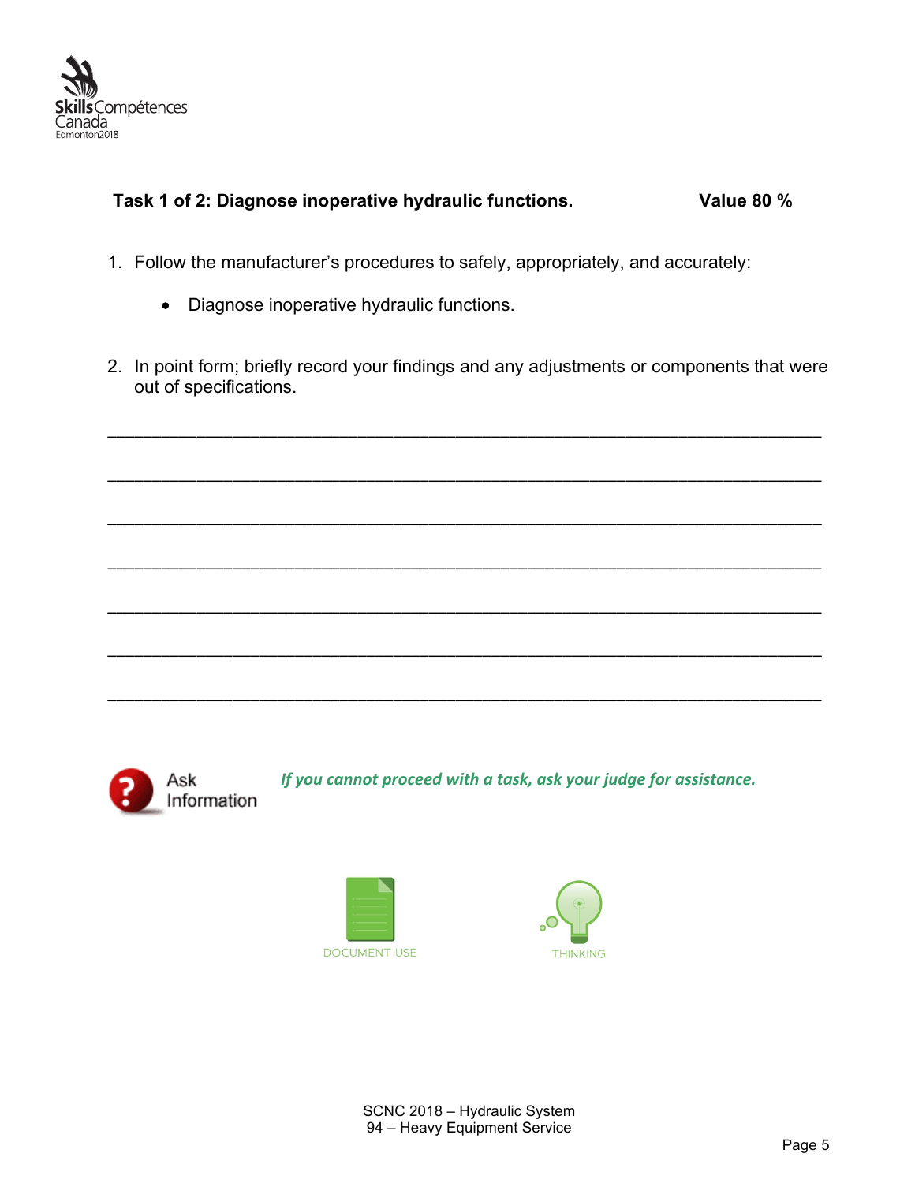**Task 1 of 2: Diagnose inoperative hydraulic functions.** **Value 80 %**

1. Follow the manufacturer's procedures to safely, appropriately, and accurately:
   - Diagnose inoperative hydraulic functions.

2. In point form; briefly record your findings and any adjustments or components that were out of specifications.

______________________________________________________________________

______________________________________________________________________

______________________________________________________________________

______________________________________________________________________

______________________________________________________________________

______________________________________________________________________

______________________________________________________________________

Ask Information *If you cannot proceed with a task, ask your judge for assistance.*

DOCUMENT USE THINKING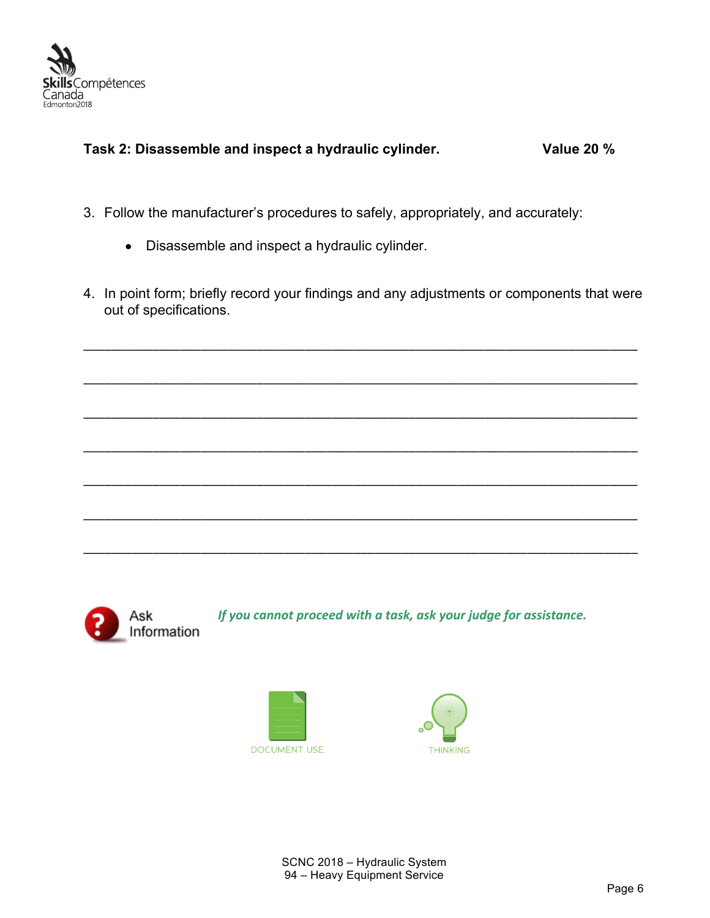**Task 2: Disassemble and inspect a hydraulic cylinder.** **Value 20 %**

3. Follow the manufacturer's procedures to safely, appropriately, and accurately:

   - Disassemble and inspect a hydraulic cylinder.

4. In point form; briefly record your findings and any adjustments or components that were out of specifications.

___________________________________________________________________________

___________________________________________________________________________

___________________________________________________________________________

___________________________________________________________________________

___________________________________________________________________________

___________________________________________________________________________

___________________________________________________________________________

Ask Information *If you cannot proceed with a task, ask your judge for assistance.*

DOCUMENT USE THINKING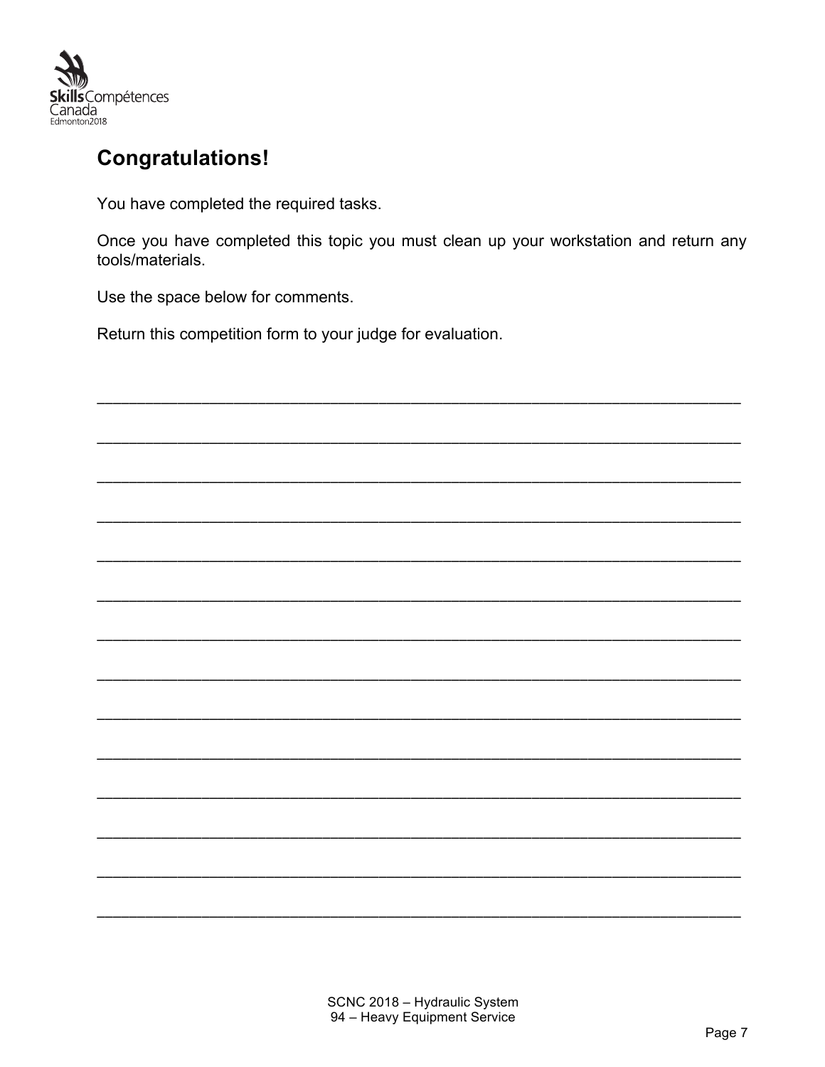## Congratulations!

You have completed the required tasks.

Once you have completed this topic you must clean up your workstation and return any tools/materials.

Use the space below for comments.

Return this competition form to your judge for evaluation.

\_\_\_\_\_\_\_\_\_\_\_\_\_\_\_\_\_\_\_\_\_\_\_\_\_\_\_\_\_\_\_\_\_\_\_\_\_\_\_\_\_\_\_\_\_\_\_\_\_\_\_\_\_\_\_\_\_\_\_\_\_\_\_\_\_\_\_\_\_\_

\_\_\_\_\_\_\_\_\_\_\_\_\_\_\_\_\_\_\_\_\_\_\_\_\_\_\_\_\_\_\_\_\_\_\_\_\_\_\_\_\_\_\_\_\_\_\_\_\_\_\_\_\_\_\_\_\_\_\_\_\_\_\_\_\_\_\_\_\_\_

\_\_\_\_\_\_\_\_\_\_\_\_\_\_\_\_\_\_\_\_\_\_\_\_\_\_\_\_\_\_\_\_\_\_\_\_\_\_\_\_\_\_\_\_\_\_\_\_\_\_\_\_\_\_\_\_\_\_\_\_\_\_\_\_\_\_\_\_\_\_

\_\_\_\_\_\_\_\_\_\_\_\_\_\_\_\_\_\_\_\_\_\_\_\_\_\_\_\_\_\_\_\_\_\_\_\_\_\_\_\_\_\_\_\_\_\_\_\_\_\_\_\_\_\_\_\_\_\_\_\_\_\_\_\_\_\_\_\_\_\_

\_\_\_\_\_\_\_\_\_\_\_\_\_\_\_\_\_\_\_\_\_\_\_\_\_\_\_\_\_\_\_\_\_\_\_\_\_\_\_\_\_\_\_\_\_\_\_\_\_\_\_\_\_\_\_\_\_\_\_\_\_\_\_\_\_\_\_\_\_\_

\_\_\_\_\_\_\_\_\_\_\_\_\_\_\_\_\_\_\_\_\_\_\_\_\_\_\_\_\_\_\_\_\_\_\_\_\_\_\_\_\_\_\_\_\_\_\_\_\_\_\_\_\_\_\_\_\_\_\_\_\_\_\_\_\_\_\_\_\_\_

\_\_\_\_\_\_\_\_\_\_\_\_\_\_\_\_\_\_\_\_\_\_\_\_\_\_\_\_\_\_\_\_\_\_\_\_\_\_\_\_\_\_\_\_\_\_\_\_\_\_\_\_\_\_\_\_\_\_\_\_\_\_\_\_\_\_\_\_\_\_

\_\_\_\_\_\_\_\_\_\_\_\_\_\_\_\_\_\_\_\_\_\_\_\_\_\_\_\_\_\_\_\_\_\_\_\_\_\_\_\_\_\_\_\_\_\_\_\_\_\_\_\_\_\_\_\_\_\_\_\_\_\_\_\_\_\_\_\_\_\_

\_\_\_\_\_\_\_\_\_\_\_\_\_\_\_\_\_\_\_\_\_\_\_\_\_\_\_\_\_\_\_\_\_\_\_\_\_\_\_\_\_\_\_\_\_\_\_\_\_\_\_\_\_\_\_\_\_\_\_\_\_\_\_\_\_\_\_\_\_\_

\_\_\_\_\_\_\_\_\_\_\_\_\_\_\_\_\_\_\_\_\_\_\_\_\_\_\_\_\_\_\_\_\_\_\_\_\_\_\_\_\_\_\_\_\_\_\_\_\_\_\_\_\_\_\_\_\_\_\_\_\_\_\_\_\_\_\_\_\_\_

\_\_\_\_\_\_\_\_\_\_\_\_\_\_\_\_\_\_\_\_\_\_\_\_\_\_\_\_\_\_\_\_\_\_\_\_\_\_\_\_\_\_\_\_\_\_\_\_\_\_\_\_\_\_\_\_\_\_\_\_\_\_\_\_\_\_\_\_\_\_

\_\_\_\_\_\_\_\_\_\_\_\_\_\_\_\_\_\_\_\_\_\_\_\_\_\_\_\_\_\_\_\_\_\_\_\_\_\_\_\_\_\_\_\_\_\_\_\_\_\_\_\_\_\_\_\_\_\_\_\_\_\_\_\_\_\_\_\_\_\_

\_\_\_\_\_\_\_\_\_\_\_\_\_\_\_\_\_\_\_\_\_\_\_\_\_\_\_\_\_\_\_\_\_\_\_\_\_\_\_\_\_\_\_\_\_\_\_\_\_\_\_\_\_\_\_\_\_\_\_\_\_\_\_\_\_\_\_\_\_\_

\_\_\_\_\_\_\_\_\_\_\_\_\_\_\_\_\_\_\_\_\_\_\_\_\_\_\_\_\_\_\_\_\_\_\_\_\_\_\_\_\_\_\_\_\_\_\_\_\_\_\_\_\_\_\_\_\_\_\_\_\_\_\_\_\_\_\_\_\_\_